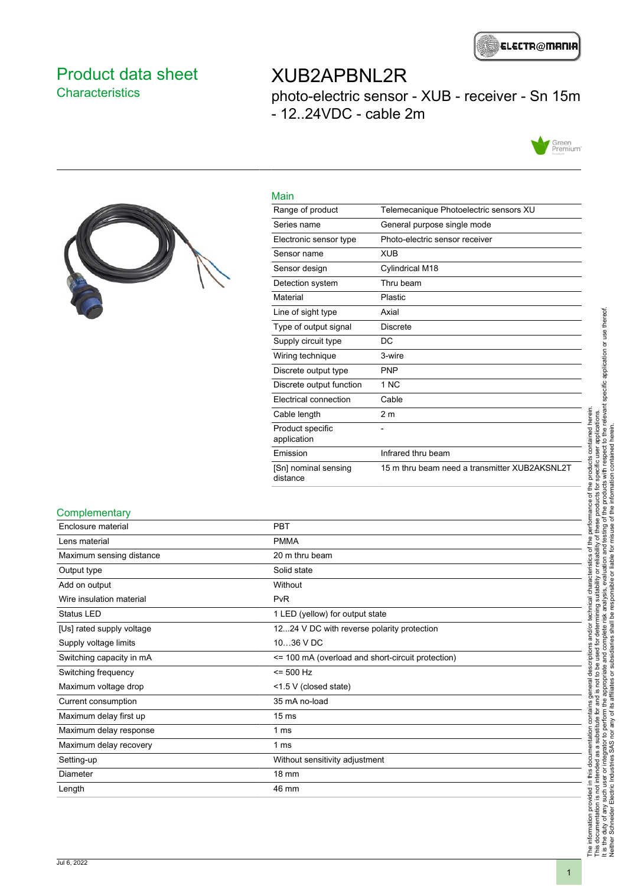# Product data sheet

## Characteristics

# XUB2APBNL2R

photo-electric sensor - XUB - receiver - Sn 15m - 12..24VDC - cable 2m

### Main

| | |
|---|---|
| Range of product | Telemecanique Photoelectric sensors XU |
| Series name | General purpose single mode |
| Electronic sensor type | Photo-electric sensor receiver |
| Sensor name | XUB |
| Sensor design | Cylindrical M18 |
| Detection system | Thru beam |
| Material | Plastic |
| Line of sight type | Axial |
| Type of output signal | Discrete |
| Supply circuit type | DC |
| Wiring technique | 3-wire |
| Discrete output type | PNP |
| Discrete output function | 1 NC |
| Electrical connection | Cable |
| Cable length | 2 m |
| Product specific application | - |
| Emission | Infrared thru beam |
| [Sn] nominal sensing distance | 15 m thru beam need a transmitter XUB2AKSNL2T |

### Complementary

| | |
|---|---|
| Enclosure material | PBT |
| Lens material | PMMA |
| Maximum sensing distance | 20 m thru beam |
| Output type | Solid state |
| Add on output | Without |
| Wire insulation material | PvR |
| Status LED | 1 LED (yellow) for output state |
| [Us] rated supply voltage | 12...24 V DC with reverse polarity protection |
| Supply voltage limits | 10…36 V DC |
| Switching capacity in mA | <= 100 mA (overload and short-circuit protection) |
| Switching frequency | <= 500 Hz |
| Maximum voltage drop | <1.5 V (closed state) |
| Current consumption | 35 mA no-load |
| Maximum delay first up | 15 ms |
| Maximum delay response | 1 ms |
| Maximum delay recovery | 1 ms |
| Setting-up | Without sensitivity adjustment |
| Diameter | 18 mm |
| Length | 46 mm |

Jul 6, 2022

The information provided in this documentation contains general descriptions and/or technical characteristics of the performance of the products contained herein. This documentation is not intended as a substitute for and is not to be used for determining suitability or reliability of these products for specific user applications. It is the duty of any such user or integrator to perform the appropriate and complete risk analysis, evaluation and testing of the products with respect to the relevant specific application or use thereof. Neither Schneider Electric Industries SAS nor any of its affiliates or subsidiaries shall be responsible or liable for misuse of the information contained herein.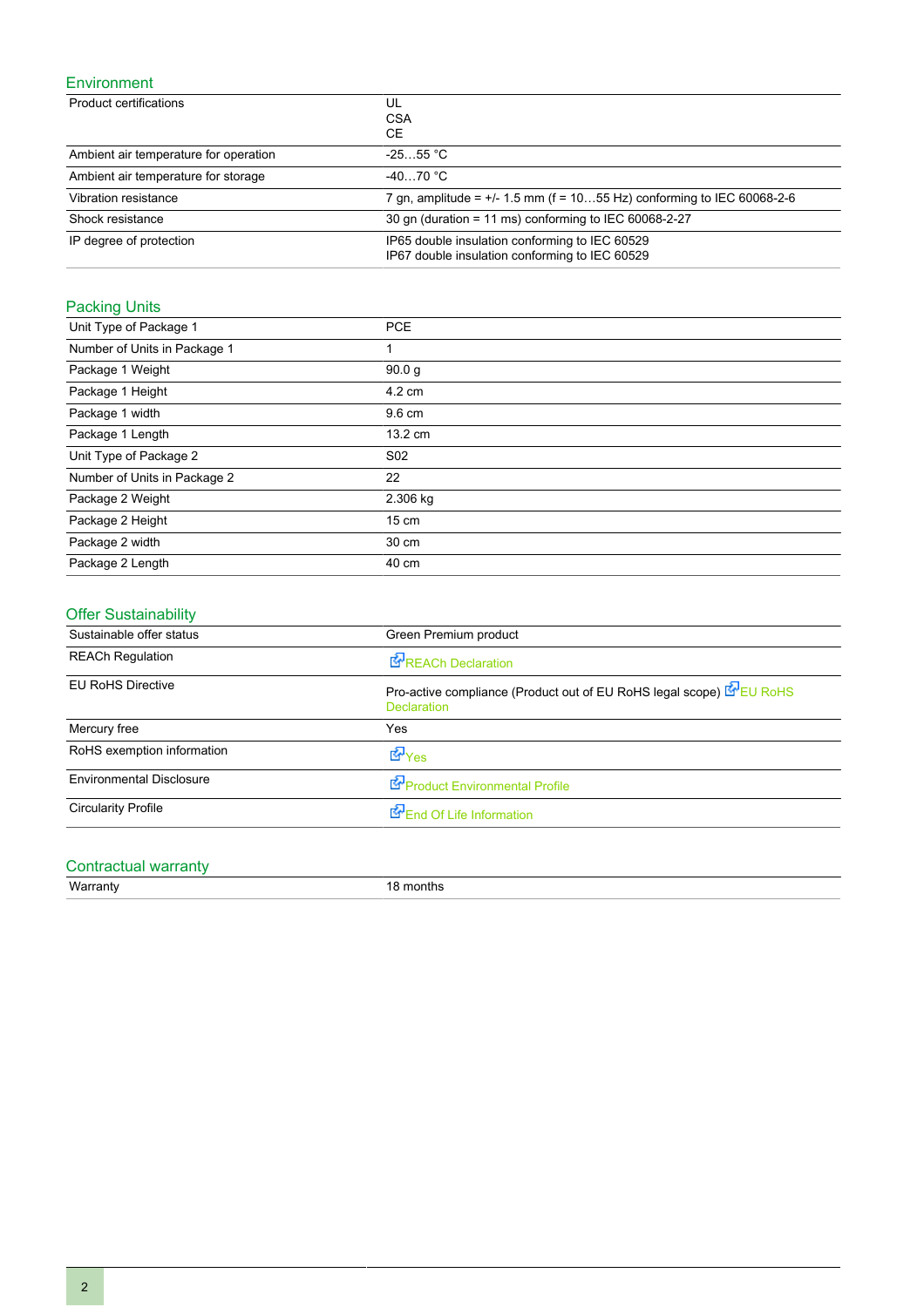## Environment

| | |
|---|---|
| Product certifications | UL<br>CSA<br>CE |
| Ambient air temperature for operation | -25…55 °C |
| Ambient air temperature for storage | -40…70 °C |
| Vibration resistance | 7 gn, amplitude = +/- 1.5 mm (f = 10…55 Hz) conforming to IEC 60068-2-6 |
| Shock resistance | 30 gn (duration = 11 ms) conforming to IEC 60068-2-27 |
| IP degree of protection | IP65 double insulation conforming to IEC 60529<br>IP67 double insulation conforming to IEC 60529 |

## Packing Units

| | |
|---|---|
| Unit Type of Package 1 | PCE |
| Number of Units in Package 1 | 1 |
| Package 1 Weight | 90.0 g |
| Package 1 Height | 4.2 cm |
| Package 1 width | 9.6 cm |
| Package 1 Length | 13.2 cm |
| Unit Type of Package 2 | S02 |
| Number of Units in Package 2 | 22 |
| Package 2 Weight | 2.306 kg |
| Package 2 Height | 15 cm |
| Package 2 width | 30 cm |
| Package 2 Length | 40 cm |

## Offer Sustainability

| | |
|---|---|
| Sustainable offer status | Green Premium product |
| REACh Regulation | REACh Declaration |
| EU RoHS Directive | Pro-active compliance (Product out of EU RoHS legal scope) EU RoHS Declaration |
| Mercury free | Yes |
| RoHS exemption information | Yes |
| Environmental Disclosure | Product Environmental Profile |
| Circularity Profile | End Of Life Information |

## Contractual warranty

| | |
|---|---|
| Warranty | 18 months |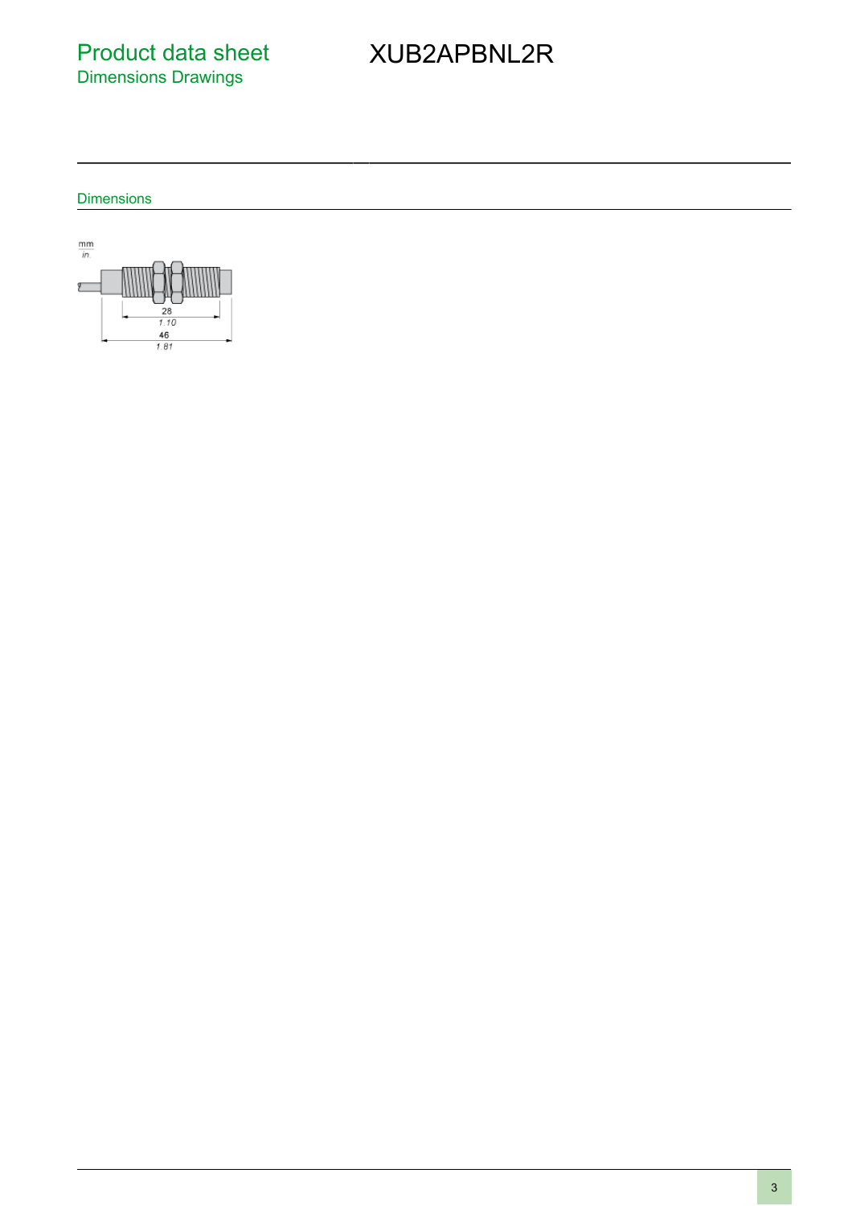Product data sheet
Dimensions Drawings

# XUB2APBNL2R

## Dimensions

mm
in.

28
1.10
46
1.81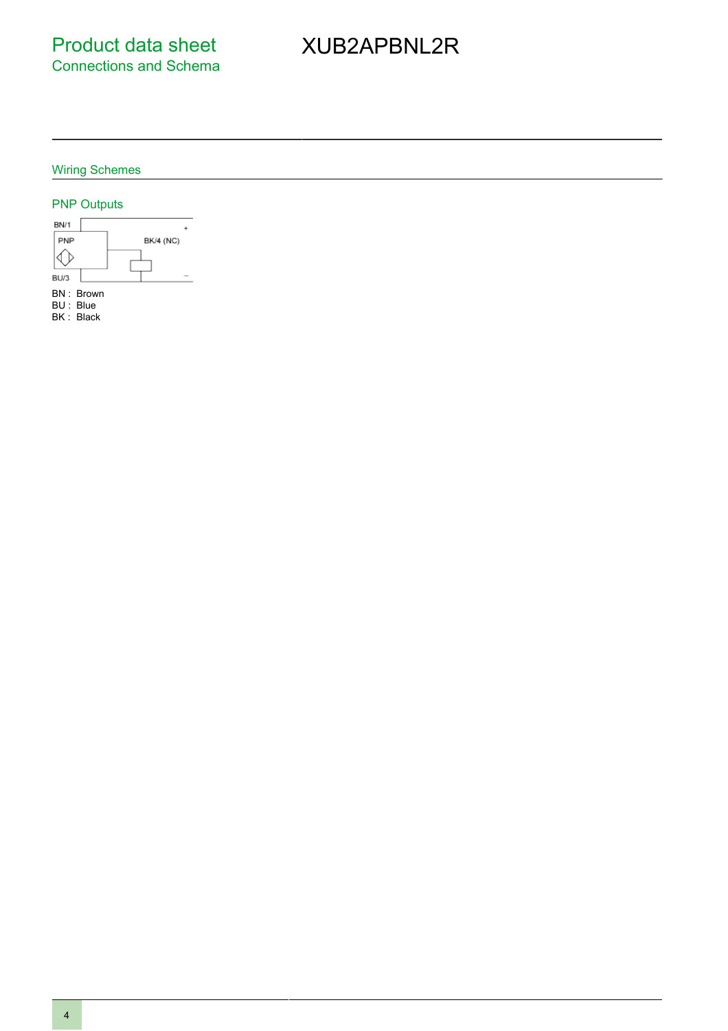# Product data sheet
## Connections and Schema

# XUB2APBNL2R

## Wiring Schemes

### PNP Outputs

BN/1
PNP
BK/4 (NC)
BU/3
+
–

BN : Brown
BU : Blue
BK : Black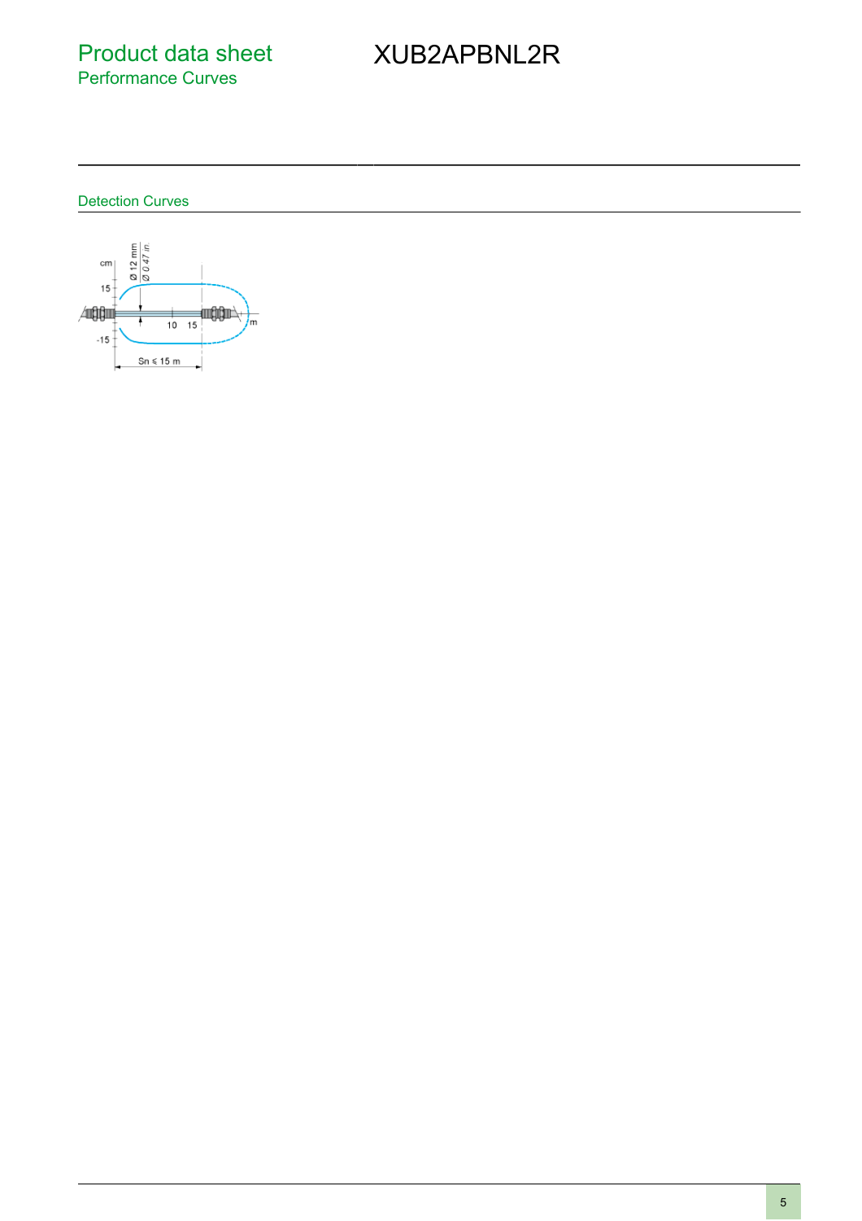## Detection Curves

cm
15
-15
Ø 12 mm
Ø 0.47 in
10
15
m
Sn ≤ 15 m